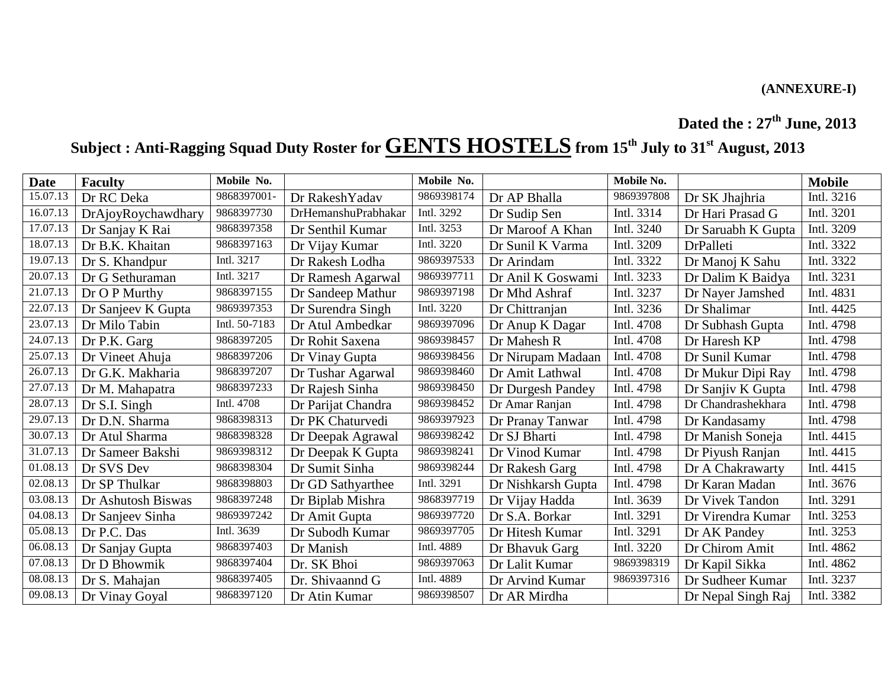**(ANNEXURE-I)**

**Dated the : 27th June, 2013**

**Subject : Anti-Ragging Squad Duty Roster for GENTS HOSTELS from 15th July to 31st August, 2013**

| Date | Faculty | Mobile No. | | Mobile No. | | Mobile No. | | Mobile |
|---|---|---|---|---|---|---|---|---|
| 15.07.13 | Dr RC Deka | 9868397001- | Dr RakeshYadav | 9869398174 | Dr AP Bhalla | 9869397808 | Dr SK Jhajhria | Intl. 3216 |
| 16.07.13 | DrAjoyRoychawdhary | 9868397730 | DrHemanshuPrabhakar | Intl. 3292 | Dr Sudip Sen | Intl. 3314 | Dr Hari Prasad G | Intl. 3201 |
| 17.07.13 | Dr Sanjay K Rai | 9868397358 | Dr Senthil Kumar | Intl. 3253 | Dr Maroof A Khan | Intl. 3240 | Dr Saruabh K Gupta | Intl. 3209 |
| 18.07.13 | Dr B.K. Khaitan | 9868397163 | Dr Vijay Kumar | Intl. 3220 | Dr Sunil K Varma | Intl. 3209 | DrPalleti | Intl. 3322 |
| 19.07.13 | Dr S. Khandpur | Intl. 3217 | Dr Rakesh Lodha | 9869397533 | Dr Arindam | Intl. 3322 | Dr Manoj K Sahu | Intl. 3322 |
| 20.07.13 | Dr G Sethuraman | Intl. 3217 | Dr Ramesh Agarwal | 9869397711 | Dr Anil K Goswami | Intl. 3233 | Dr Dalim K Baidya | Intl. 3231 |
| 21.07.13 | Dr O P Murthy | 9868397155 | Dr Sandeep Mathur | 9869397198 | Dr Mhd Ashraf | Intl. 3237 | Dr Nayer Jamshed | Intl. 4831 |
| 22.07.13 | Dr Sanjeev K Gupta | 9869397353 | Dr Surendra Singh | Intl. 3220 | Dr Chittranjan | Intl. 3236 | Dr Shalimar | Intl. 4425 |
| 23.07.13 | Dr Milo Tabin | Intl. 50-7183 | Dr Atul Ambedkar | 9869397096 | Dr Anup K Dagar | Intl. 4708 | Dr Subhash Gupta | Intl. 4798 |
| 24.07.13 | Dr P.K. Garg | 9868397205 | Dr Rohit Saxena | 9869398457 | Dr Mahesh R | Intl. 4708 | Dr Haresh KP | Intl. 4798 |
| 25.07.13 | Dr Vineet Ahuja | 9868397206 | Dr Vinay Gupta | 9869398456 | Dr Nirupam Madaan | Intl. 4708 | Dr Sunil Kumar | Intl. 4798 |
| 26.07.13 | Dr G.K. Makharia | 9868397207 | Dr Tushar Agarwal | 9869398460 | Dr Amit Lathwal | Intl. 4708 | Dr Mukur Dipi Ray | Intl. 4798 |
| 27.07.13 | Dr M. Mahapatra | 9868397233 | Dr Rajesh Sinha | 9869398450 | Dr Durgesh Pandey | Intl. 4798 | Dr Sanjiv K Gupta | Intl. 4798 |
| 28.07.13 | Dr S.I. Singh | Intl. 4708 | Dr Parijat Chandra | 9869398452 | Dr Amar Ranjan | Intl. 4798 | Dr Chandrashekhara | Intl. 4798 |
| 29.07.13 | Dr D.N. Sharma | 9868398313 | Dr PK Chaturvedi | 9869397923 | Dr Pranay Tanwar | Intl. 4798 | Dr Kandasamy | Intl. 4798 |
| 30.07.13 | Dr Atul Sharma | 9868398328 | Dr Deepak Agrawal | 9869398242 | Dr SJ Bharti | Intl. 4798 | Dr Manish Soneja | Intl. 4415 |
| 31.07.13 | Dr Sameer Bakshi | 9869398312 | Dr Deepak K Gupta | 9869398241 | Dr Vinod Kumar | Intl. 4798 | Dr Piyush Ranjan | Intl. 4415 |
| 01.08.13 | Dr SVS Dev | 9868398304 | Dr Sumit Sinha | 9869398244 | Dr Rakesh Garg | Intl. 4798 | Dr A Chakrawarty | Intl. 4415 |
| 02.08.13 | Dr SP Thulkar | 9868398803 | Dr GD Sathyarthee | Intl. 3291 | Dr Nishkarsh Gupta | Intl. 4798 | Dr Karan Madan | Intl. 3676 |
| 03.08.13 | Dr Ashutosh Biswas | 9868397248 | Dr Biplab Mishra | 9868397719 | Dr Vijay Hadda | Intl. 3639 | Dr Vivek Tandon | Intl. 3291 |
| 04.08.13 | Dr Sanjeev Sinha | 9869397242 | Dr Amit Gupta | 9869397720 | Dr S.A. Borkar | Intl. 3291 | Dr Virendra Kumar | Intl. 3253 |
| 05.08.13 | Dr P.C. Das | Intl. 3639 | Dr Subodh Kumar | 9869397705 | Dr Hitesh Kumar | Intl. 3291 | Dr AK Pandey | Intl. 3253 |
| 06.08.13 | Dr Sanjay Gupta | 9868397403 | Dr Manish | Intl. 4889 | Dr Bhavuk Garg | Intl. 3220 | Dr Chirom Amit | Intl. 4862 |
| 07.08.13 | Dr D Bhowmik | 9868397404 | Dr. SK Bhoi | 9869397063 | Dr Lalit Kumar | 9869398319 | Dr Kapil Sikka | Intl. 4862 |
| 08.08.13 | Dr S. Mahajan | 9868397405 | Dr. Shivaannd G | Intl. 4889 | Dr Arvind Kumar | 9869397316 | Dr Sudheer Kumar | Intl. 3237 |
| 09.08.13 | Dr Vinay Goyal | 9868397120 | Dr Atin Kumar | 9869398507 | Dr AR Mirdha | | Dr Nepal Singh Raj | Intl. 3382 |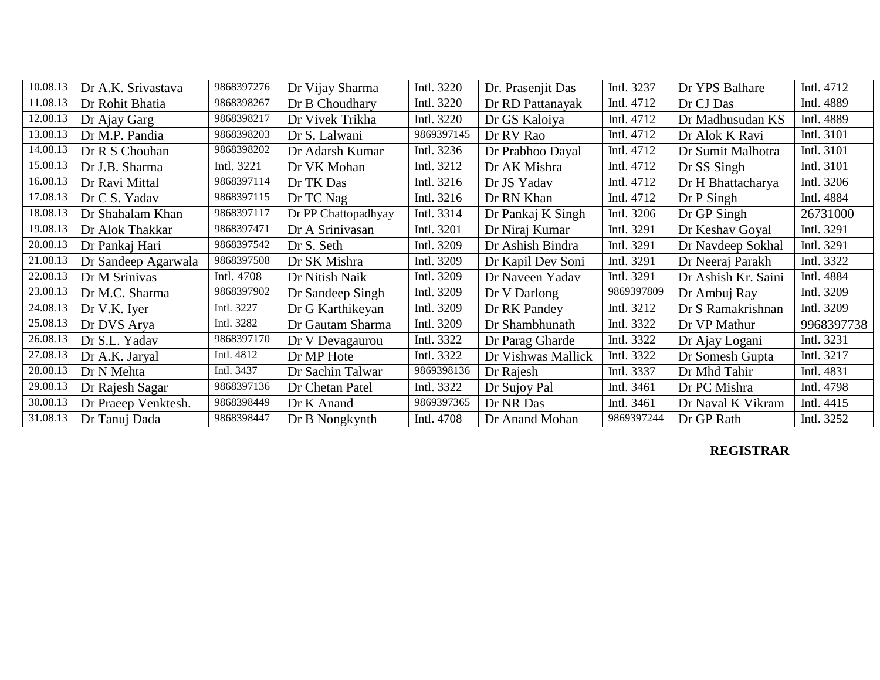| | | | | | | | | |
|---|---|---|---|---|---|---|---|---|
| 10.08.13 | Dr A.K. Srivastava | 9868397276 | Dr Vijay Sharma | Intl. 3220 | Dr. Prasenjit Das | Intl. 3237 | Dr YPS Balhare | Intl. 4712 |
| 11.08.13 | Dr Rohit Bhatia | 9868398267 | Dr B Choudhary | Intl. 3220 | Dr RD Pattanayak | Intl. 4712 | Dr CJ Das | Intl. 4889 |
| 12.08.13 | Dr Ajay Garg | 9868398217 | Dr Vivek Trikha | Intl. 3220 | Dr GS Kaloiya | Intl. 4712 | Dr Madhusudan KS | Intl. 4889 |
| 13.08.13 | Dr M.P. Pandia | 9868398203 | Dr S. Lalwani | 9869397145 | Dr RV Rao | Intl. 4712 | Dr Alok K Ravi | Intl. 3101 |
| 14.08.13 | Dr R S Chouhan | 9868398202 | Dr Adarsh Kumar | Intl. 3236 | Dr Prabhoo Dayal | Intl. 4712 | Dr Sumit Malhotra | Intl. 3101 |
| 15.08.13 | Dr J.B. Sharma | Intl. 3221 | Dr VK Mohan | Intl. 3212 | Dr AK Mishra | Intl. 4712 | Dr SS Singh | Intl. 3101 |
| 16.08.13 | Dr Ravi Mittal | 9868397114 | Dr TK Das | Intl. 3216 | Dr JS Yadav | Intl. 4712 | Dr H Bhattacharya | Intl. 3206 |
| 17.08.13 | Dr C S. Yadav | 9868397115 | Dr TC Nag | Intl. 3216 | Dr RN Khan | Intl. 4712 | Dr P Singh | Intl. 4884 |
| 18.08.13 | Dr Shahalam Khan | 9868397117 | Dr PP Chattopadhyay | Intl. 3314 | Dr Pankaj K Singh | Intl. 3206 | Dr GP Singh | 26731000 |
| 19.08.13 | Dr Alok Thakkar | 9868397471 | Dr A Srinivasan | Intl. 3201 | Dr Niraj Kumar | Intl. 3291 | Dr Keshav Goyal | Intl. 3291 |
| 20.08.13 | Dr Pankaj Hari | 9868397542 | Dr S. Seth | Intl. 3209 | Dr Ashish Bindra | Intl. 3291 | Dr Navdeep Sokhal | Intl. 3291 |
| 21.08.13 | Dr Sandeep Agarwala | 9868397508 | Dr SK Mishra | Intl. 3209 | Dr Kapil Dev Soni | Intl. 3291 | Dr Neeraj Parakh | Intl. 3322 |
| 22.08.13 | Dr M Srinivas | Intl. 4708 | Dr Nitish Naik | Intl. 3209 | Dr Naveen Yadav | Intl. 3291 | Dr Ashish Kr. Saini | Intl. 4884 |
| 23.08.13 | Dr M.C. Sharma | 9868397902 | Dr Sandeep Singh | Intl. 3209 | Dr V Darlong | 9869397809 | Dr Ambuj Ray | Intl. 3209 |
| 24.08.13 | Dr V.K. Iyer | Intl. 3227 | Dr G Karthikeyan | Intl. 3209 | Dr RK Pandey | Intl. 3212 | Dr S Ramakrishnan | Intl. 3209 |
| 25.08.13 | Dr DVS Arya | Intl. 3282 | Dr Gautam Sharma | Intl. 3209 | Dr Shambhunath | Intl. 3322 | Dr VP Mathur | 9968397738 |
| 26.08.13 | Dr S.L. Yadav | 9868397170 | Dr V Devagaurou | Intl. 3322 | Dr Parag Gharde | Intl. 3322 | Dr Ajay Logani | Intl. 3231 |
| 27.08.13 | Dr A.K. Jaryal | Intl. 4812 | Dr MP Hote | Intl. 3322 | Dr Vishwas Mallick | Intl. 3322 | Dr Somesh Gupta | Intl. 3217 |
| 28.08.13 | Dr N Mehta | Intl. 3437 | Dr Sachin Talwar | 9869398136 | Dr Rajesh | Intl. 3337 | Dr Mhd Tahir | Intl. 4831 |
| 29.08.13 | Dr Rajesh Sagar | 9868397136 | Dr Chetan Patel | Intl. 3322 | Dr Sujoy Pal | Intl. 3461 | Dr PC Mishra | Intl. 4798 |
| 30.08.13 | Dr Praeep Venktesh. | 9868398449 | Dr K Anand | 9869397365 | Dr NR Das | Intl. 3461 | Dr Naval K Vikram | Intl. 4415 |
| 31.08.13 | Dr Tanuj Dada | 9868398447 | Dr B Nongkynth | Intl. 4708 | Dr Anand Mohan | 9869397244 | Dr GP Rath | Intl. 3252 |

**REGISTRAR**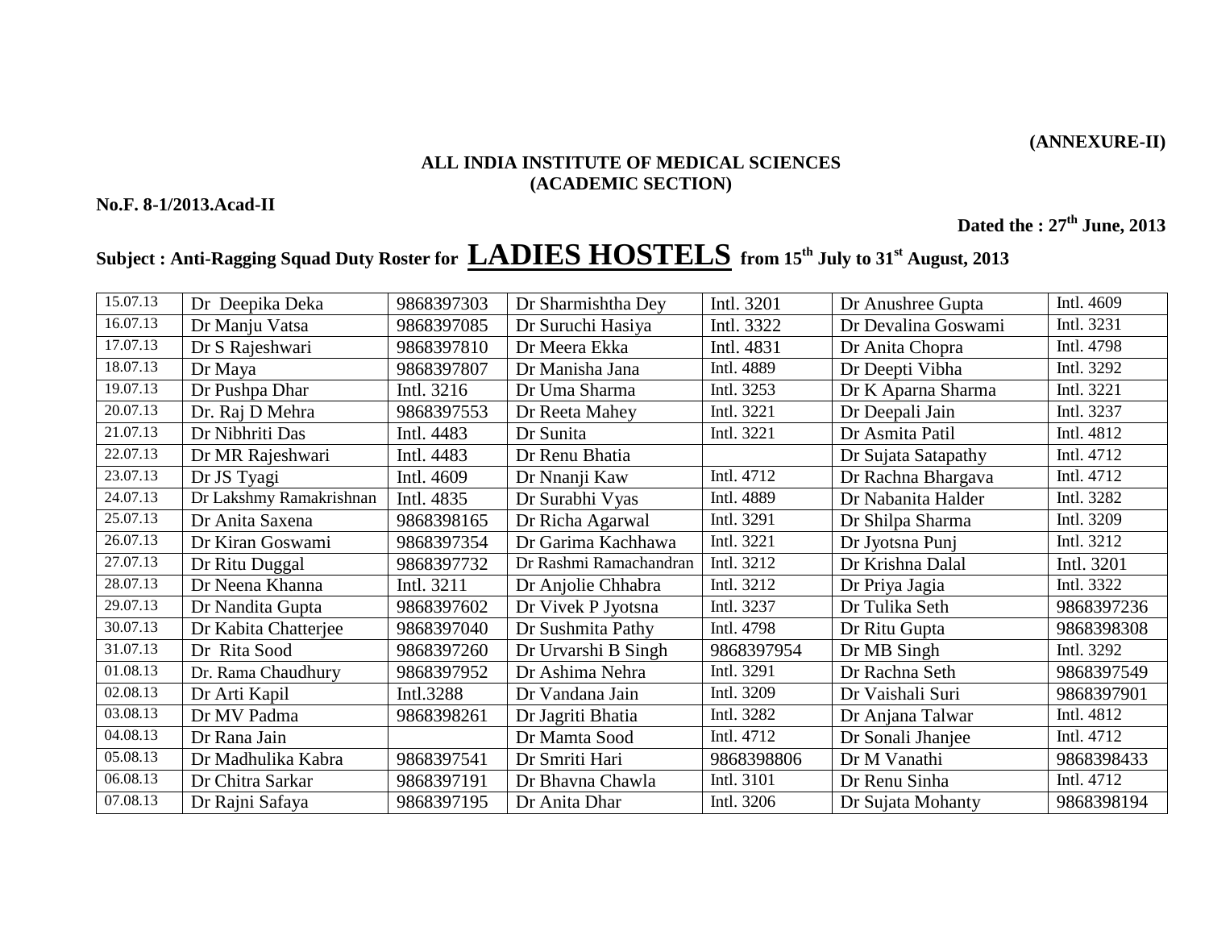**(ANNEXURE-II)**

**ALL INDIA INSTITUTE OF MEDICAL SCIENCES**
**(ACADEMIC SECTION)**

**No.F. 8-1/2013.Acad-II**

**Dated the : 27th June, 2013**

**Subject : Anti-Ragging Squad Duty Roster for LADIES HOSTELS from 15th July to 31st August, 2013**

| | | | | | | |
|---|---|---|---|---|---|---|
| 15.07.13 | Dr Deepika Deka | 9868397303 | Dr Sharmishtha Dey | Intl. 3201 | Dr Anushree Gupta | Intl. 4609 |
| 16.07.13 | Dr Manju Vatsa | 9868397085 | Dr Suruchi Hasiya | Intl. 3322 | Dr Devalina Goswami | Intl. 3231 |
| 17.07.13 | Dr S Rajeshwari | 9868397810 | Dr Meera Ekka | Intl. 4831 | Dr Anita Chopra | Intl. 4798 |
| 18.07.13 | Dr Maya | 9868397807 | Dr Manisha Jana | Intl. 4889 | Dr Deepti Vibha | Intl. 3292 |
| 19.07.13 | Dr Pushpa Dhar | Intl. 3216 | Dr Uma Sharma | Intl. 3253 | Dr K Aparna Sharma | Intl. 3221 |
| 20.07.13 | Dr. Raj D Mehra | 9868397553 | Dr Reeta Mahey | Intl. 3221 | Dr Deepali Jain | Intl. 3237 |
| 21.07.13 | Dr Nibhriti Das | Intl. 4483 | Dr Sunita | Intl. 3221 | Dr Asmita Patil | Intl. 4812 |
| 22.07.13 | Dr MR Rajeshwari | Intl. 4483 | Dr Renu Bhatia | | Dr Sujata Satapathy | Intl. 4712 |
| 23.07.13 | Dr JS Tyagi | Intl. 4609 | Dr Nnanji Kaw | Intl. 4712 | Dr Rachna Bhargava | Intl. 4712 |
| 24.07.13 | Dr Lakshmy Ramakrishnan | Intl. 4835 | Dr Surabhi Vyas | Intl. 4889 | Dr Nabanita Halder | Intl. 3282 |
| 25.07.13 | Dr Anita Saxena | 9868398165 | Dr Richa Agarwal | Intl. 3291 | Dr Shilpa Sharma | Intl. 3209 |
| 26.07.13 | Dr Kiran Goswami | 9868397354 | Dr Garima Kachhawa | Intl. 3221 | Dr Jyotsna Punj | Intl. 3212 |
| 27.07.13 | Dr Ritu Duggal | 9868397732 | Dr Rashmi Ramachandran | Intl. 3212 | Dr Krishna Dalal | Intl. 3201 |
| 28.07.13 | Dr Neena Khanna | Intl. 3211 | Dr Anjolie Chhabra | Intl. 3212 | Dr Priya Jagia | Intl. 3322 |
| 29.07.13 | Dr Nandita Gupta | 9868397602 | Dr Vivek P Jyotsna | Intl. 3237 | Dr Tulika Seth | 9868397236 |
| 30.07.13 | Dr Kabita Chatterjee | 9868397040 | Dr Sushmita Pathy | Intl. 4798 | Dr Ritu Gupta | 9868398308 |
| 31.07.13 | Dr Rita Sood | 9868397260 | Dr Urvarshi B Singh | 9868397954 | Dr MB Singh | Intl. 3292 |
| 01.08.13 | Dr. Rama Chaudhury | 9868397952 | Dr Ashima Nehra | Intl. 3291 | Dr Rachna Seth | 9868397549 |
| 02.08.13 | Dr Arti Kapil | Intl.3288 | Dr Vandana Jain | Intl. 3209 | Dr Vaishali Suri | 9868397901 |
| 03.08.13 | Dr MV Padma | 9868398261 | Dr Jagriti Bhatia | Intl. 3282 | Dr Anjana Talwar | Intl. 4812 |
| 04.08.13 | Dr Rana Jain | | Dr Mamta Sood | Intl. 4712 | Dr Sonali Jhanjee | Intl. 4712 |
| 05.08.13 | Dr Madhulika Kabra | 9868397541 | Dr Smriti Hari | 9868398806 | Dr M Vanathi | 9868398433 |
| 06.08.13 | Dr Chitra Sarkar | 9868397191 | Dr Bhavna Chawla | Intl. 3101 | Dr Renu Sinha | Intl. 4712 |
| 07.08.13 | Dr Rajni Safaya | 9868397195 | Dr Anita Dhar | Intl. 3206 | Dr Sujata Mohanty | 9868398194 |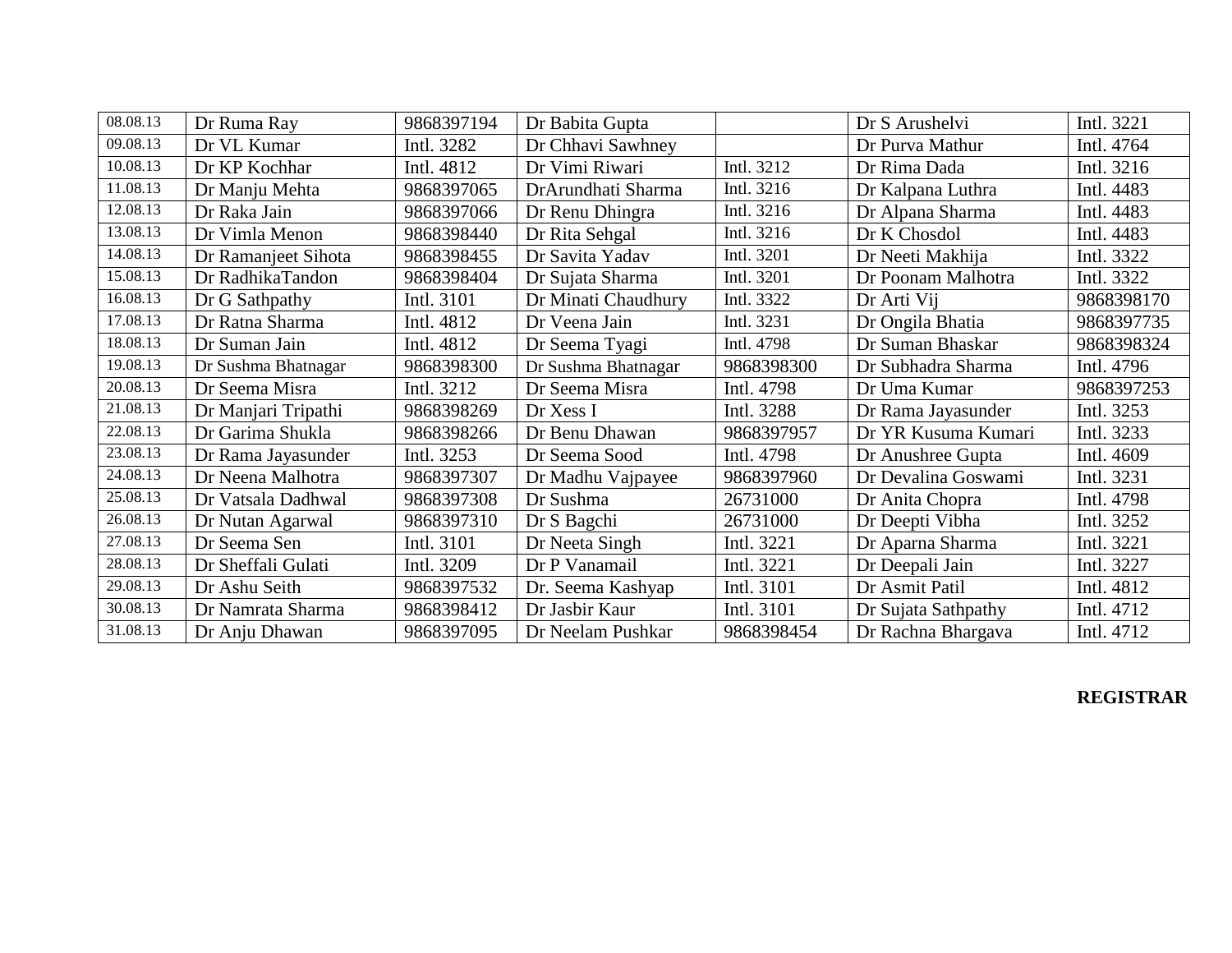| | | | | | | |
|---|---|---|---|---|---|---|
| 08.08.13 | Dr Ruma Ray | 9868397194 | Dr Babita Gupta | | Dr S Arushelvi | Intl. 3221 |
| 09.08.13 | Dr VL Kumar | Intl. 3282 | Dr Chhavi Sawhney | | Dr Purva Mathur | Intl. 4764 |
| 10.08.13 | Dr KP Kochhar | Intl. 4812 | Dr Vimi Riwari | Intl. 3212 | Dr Rima Dada | Intl. 3216 |
| 11.08.13 | Dr Manju Mehta | 9868397065 | DrArundhati Sharma | Intl. 3216 | Dr Kalpana Luthra | Intl. 4483 |
| 12.08.13 | Dr Raka Jain | 9868397066 | Dr Renu Dhingra | Intl. 3216 | Dr Alpana Sharma | Intl. 4483 |
| 13.08.13 | Dr Vimla Menon | 9868398440 | Dr Rita Sehgal | Intl. 3216 | Dr K Chosdol | Intl. 4483 |
| 14.08.13 | Dr Ramanjeet Sihota | 9868398455 | Dr Savita Yadav | Intl. 3201 | Dr Neeti Makhija | Intl. 3322 |
| 15.08.13 | Dr RadhikaTandon | 9868398404 | Dr Sujata Sharma | Intl. 3201 | Dr Poonam Malhotra | Intl. 3322 |
| 16.08.13 | Dr G Sathpathy | Intl. 3101 | Dr Minati Chaudhury | Intl. 3322 | Dr Arti Vij | 9868398170 |
| 17.08.13 | Dr Ratna Sharma | Intl. 4812 | Dr Veena Jain | Intl. 3231 | Dr Ongila Bhatia | 9868397735 |
| 18.08.13 | Dr Suman Jain | Intl. 4812 | Dr Seema Tyagi | Intl. 4798 | Dr Suman Bhaskar | 9868398324 |
| 19.08.13 | Dr Sushma Bhatnagar | 9868398300 | Dr Sushma Bhatnagar | 9868398300 | Dr Subhadra Sharma | Intl. 4796 |
| 20.08.13 | Dr Seema Misra | Intl. 3212 | Dr Seema Misra | Intl. 4798 | Dr Uma Kumar | 9868397253 |
| 21.08.13 | Dr Manjari Tripathi | 9868398269 | Dr Xess I | Intl. 3288 | Dr Rama Jayasunder | Intl. 3253 |
| 22.08.13 | Dr Garima Shukla | 9868398266 | Dr Benu Dhawan | 9868397957 | Dr YR Kusuma Kumari | Intl. 3233 |
| 23.08.13 | Dr Rama Jayasunder | Intl. 3253 | Dr Seema Sood | Intl. 4798 | Dr Anushree Gupta | Intl. 4609 |
| 24.08.13 | Dr Neena Malhotra | 9868397307 | Dr Madhu Vajpayee | 9868397960 | Dr Devalina Goswami | Intl. 3231 |
| 25.08.13 | Dr Vatsala Dadhwal | 9868397308 | Dr Sushma | 26731000 | Dr Anita Chopra | Intl. 4798 |
| 26.08.13 | Dr Nutan Agarwal | 9868397310 | Dr S Bagchi | 26731000 | Dr Deepti Vibha | Intl. 3252 |
| 27.08.13 | Dr Seema Sen | Intl. 3101 | Dr Neeta Singh | Intl. 3221 | Dr Aparna Sharma | Intl. 3221 |
| 28.08.13 | Dr Sheffali Gulati | Intl. 3209 | Dr P Vanamail | Intl. 3221 | Dr Deepali Jain | Intl. 3227 |
| 29.08.13 | Dr Ashu Seith | 9868397532 | Dr. Seema Kashyap | Intl. 3101 | Dr Asmit Patil | Intl. 4812 |
| 30.08.13 | Dr Namrata Sharma | 9868398412 | Dr Jasbir Kaur | Intl. 3101 | Dr Sujata Sathpathy | Intl. 4712 |
| 31.08.13 | Dr Anju Dhawan | 9868397095 | Dr Neelam Pushkar | 9868398454 | Dr Rachna Bhargava | Intl. 4712 |

**REGISTRAR**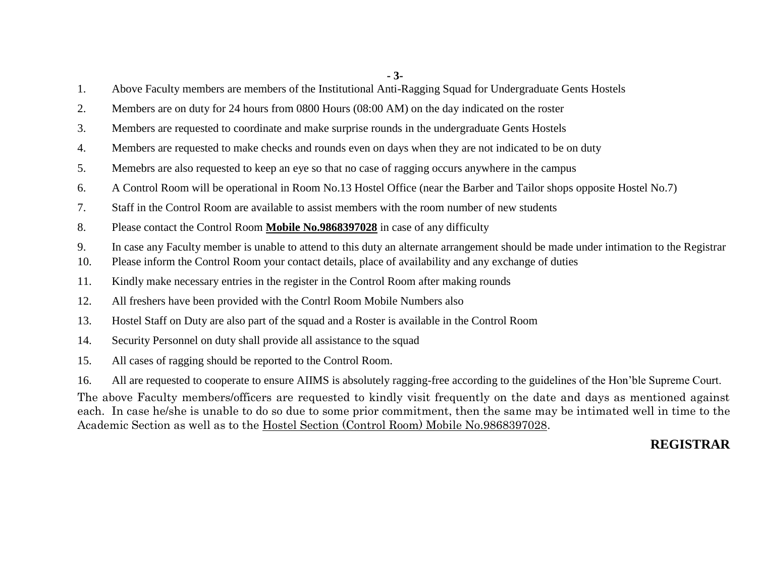1. Above Faculty members are members of the Institutional Anti-Ragging Squad for Undergraduate Gents Hostels
2. Members are on duty for 24 hours from 0800 Hours (08:00 AM) on the day indicated on the roster
3. Members are requested to coordinate and make surprise rounds in the undergraduate Gents Hostels
4. Members are requested to make checks and rounds even on days when they are not indicated to be on duty
5. Memebrs are also requested to keep an eye so that no case of ragging occurs anywhere in the campus
6. A Control Room will be operational in Room No.13 Hostel Office (near the Barber and Tailor shops opposite Hostel No.7)
7. Staff in the Control Room are available to assist members with the room number of new students
8. Please contact the Control Room **Mobile No.9868397028** in case of any difficulty
9. In case any Faculty member is unable to attend to this duty an alternate arrangement should be made under intimation to the Registrar
10. Please inform the Control Room your contact details, place of availability and any exchange of duties
11. Kindly make necessary entries in the register in the Control Room after making rounds
12. All freshers have been provided with the Contrl Room Mobile Numbers also
13. Hostel Staff on Duty are also part of the squad and a Roster is available in the Control Room
14. Security Personnel on duty shall provide all assistance to the squad
15. All cases of ragging should be reported to the Control Room.
16. All are requested to cooperate to ensure AIIMS is absolutely ragging-free according to the guidelines of the Hon'ble Supreme Court.

The above Faculty members/officers are requested to kindly visit frequently on the date and days as mentioned against each. In case he/she is unable to do so due to some prior commitment, then the same may be intimated well in time to the Academic Section as well as to the Hostel Section (Control Room) Mobile No.9868397028.

**REGISTRAR**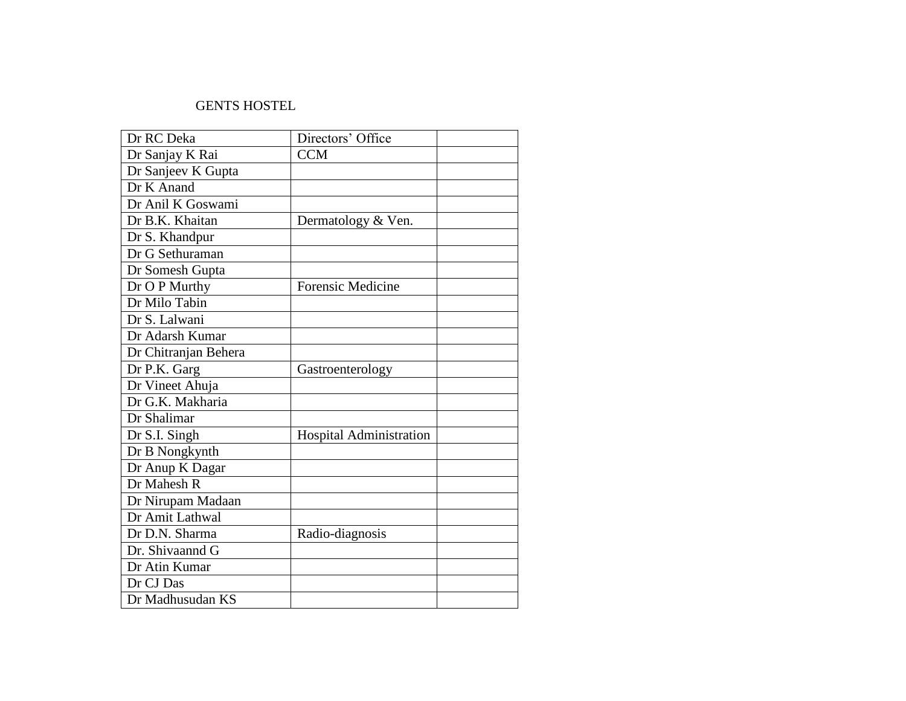GENTS HOSTEL

| Dr RC Deka | Directors' Office | |
|---|---|---|
| Dr Sanjay K Rai | CCM | |
| Dr Sanjeev K Gupta | | |
| Dr K Anand | | |
| Dr Anil K Goswami | | |
| Dr B.K. Khaitan | Dermatology & Ven. | |
| Dr S. Khandpur | | |
| Dr G Sethuraman | | |
| Dr Somesh Gupta | | |
| Dr O P Murthy | Forensic Medicine | |
| Dr Milo Tabin | | |
| Dr S. Lalwani | | |
| Dr Adarsh Kumar | | |
| Dr Chitranjan Behera | | |
| Dr P.K. Garg | Gastroenterology | |
| Dr Vineet Ahuja | | |
| Dr G.K. Makharia | | |
| Dr Shalimar | | |
| Dr S.I. Singh | Hospital Administration | |
| Dr B Nongkynth | | |
| Dr Anup K Dagar | | |
| Dr Mahesh R | | |
| Dr Nirupam Madaan | | |
| Dr Amit Lathwal | | |
| Dr D.N. Sharma | Radio-diagnosis | |
| Dr. Shivaannd G | | |
| Dr Atin Kumar | | |
| Dr CJ Das | | |
| Dr Madhusudan KS | | |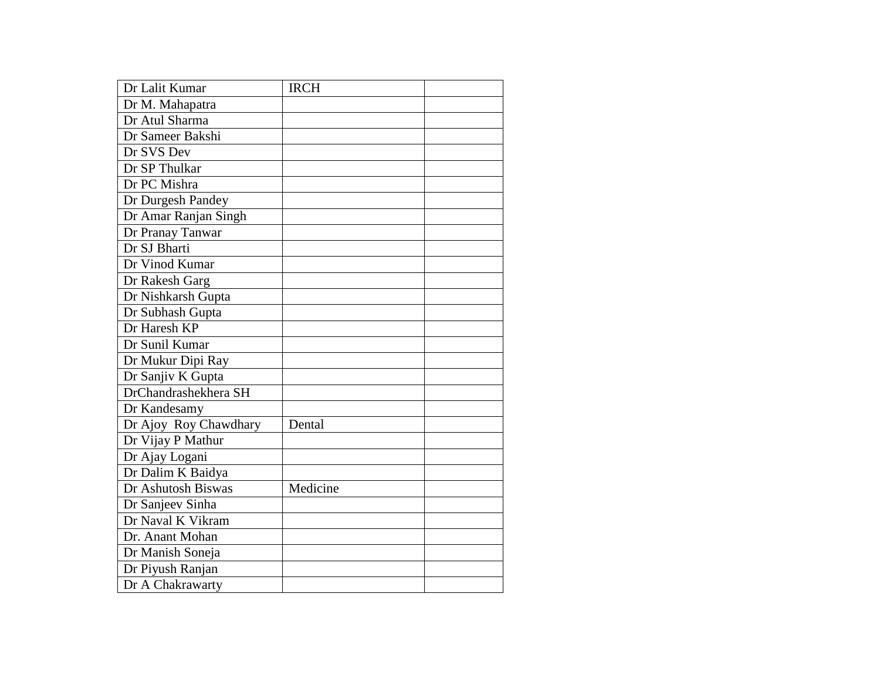| | | |
|---|---|---|
| Dr Lalit Kumar | IRCH | |
| Dr M. Mahapatra | | |
| Dr Atul Sharma | | |
| Dr Sameer Bakshi | | |
| Dr SVS Dev | | |
| Dr SP Thulkar | | |
| Dr PC Mishra | | |
| Dr Durgesh Pandey | | |
| Dr Amar Ranjan Singh | | |
| Dr Pranay Tanwar | | |
| Dr SJ Bharti | | |
| Dr Vinod Kumar | | |
| Dr Rakesh Garg | | |
| Dr Nishkarsh Gupta | | |
| Dr Subhash Gupta | | |
| Dr Haresh KP | | |
| Dr Sunil Kumar | | |
| Dr Mukur Dipi Ray | | |
| Dr Sanjiv K Gupta | | |
| DrChandrashekhera SH | | |
| Dr Kandesamy | | |
| Dr Ajoy Roy Chawdhary | Dental | |
| Dr Vijay P Mathur | | |
| Dr Ajay Logani | | |
| Dr Dalim K Baidya | | |
| Dr Ashutosh Biswas | Medicine | |
| Dr Sanjeev Sinha | | |
| Dr Naval K Vikram | | |
| Dr. Anant Mohan | | |
| Dr Manish Soneja | | |
| Dr Piyush Ranjan | | |
| Dr A Chakrawarty | | |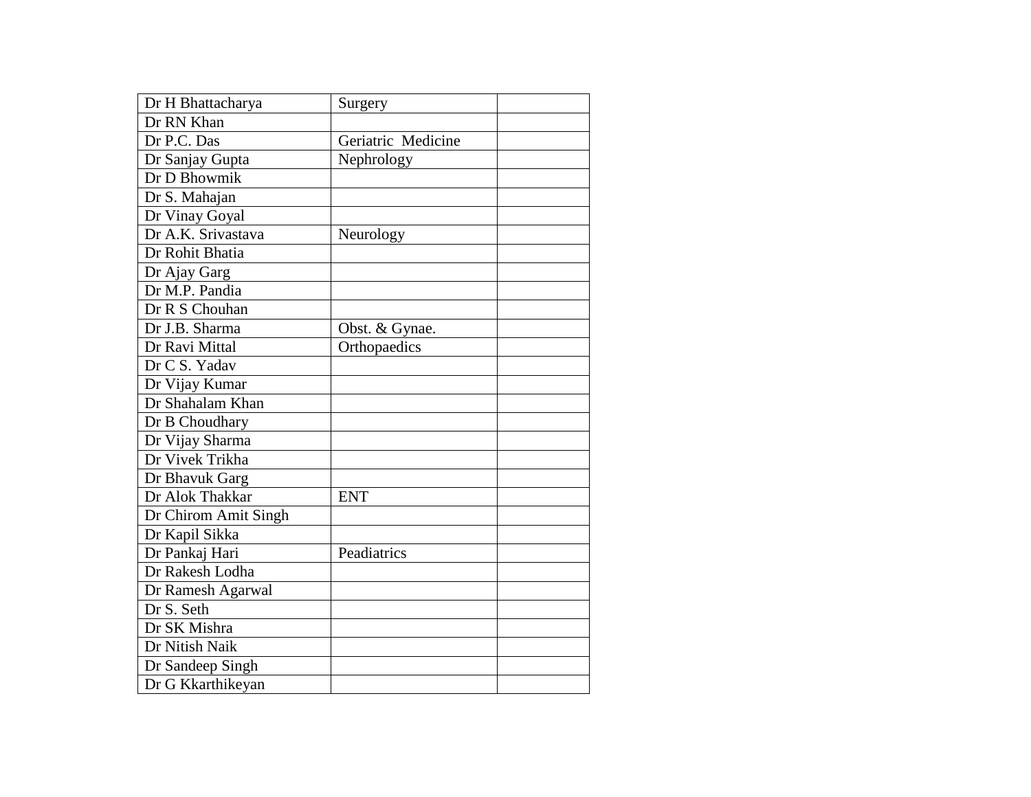| | | |
|---|---|---|
| Dr H Bhattacharya | Surgery | |
| Dr RN Khan | | |
| Dr P.C. Das | Geriatric Medicine | |
| Dr Sanjay Gupta | Nephrology | |
| Dr D Bhowmik | | |
| Dr S. Mahajan | | |
| Dr Vinay Goyal | | |
| Dr A.K. Srivastava | Neurology | |
| Dr Rohit Bhatia | | |
| Dr Ajay Garg | | |
| Dr M.P. Pandia | | |
| Dr R S Chouhan | | |
| Dr J.B. Sharma | Obst. & Gynae. | |
| Dr Ravi Mittal | Orthopaedics | |
| Dr C S. Yadav | | |
| Dr Vijay Kumar | | |
| Dr Shahalam Khan | | |
| Dr B Choudhary | | |
| Dr Vijay Sharma | | |
| Dr Vivek Trikha | | |
| Dr Bhavuk Garg | | |
| Dr Alok Thakkar | ENT | |
| Dr Chirom Amit Singh | | |
| Dr Kapil Sikka | | |
| Dr Pankaj Hari | Peadiatrics | |
| Dr Rakesh Lodha | | |
| Dr Ramesh Agarwal | | |
| Dr S. Seth | | |
| Dr SK Mishra | | |
| Dr Nitish Naik | | |
| Dr Sandeep Singh | | |
| Dr G Kkarthikeyan | | |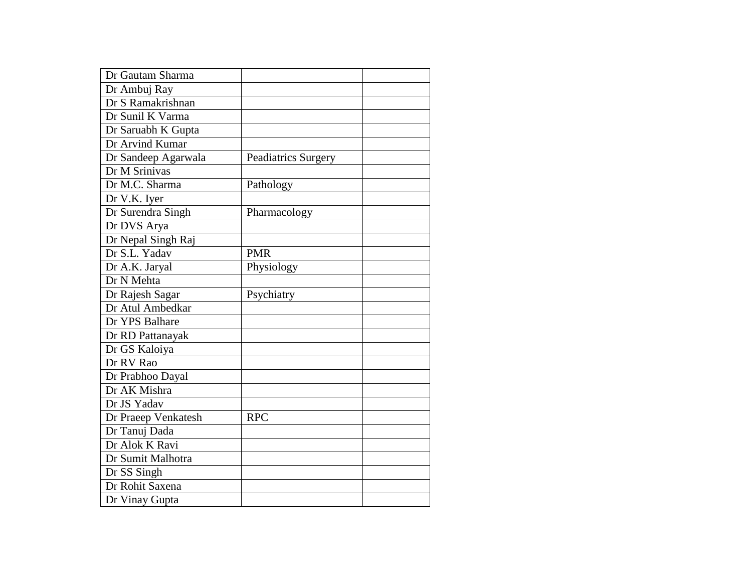| Dr Gautam Sharma | | |
|---|---|---|
| Dr Ambuj Ray | | |
| Dr S Ramakrishnan | | |
| Dr Sunil K Varma | | |
| Dr Saruabh K Gupta | | |
| Dr Arvind Kumar | | |
| Dr Sandeep Agarwala | Peadiatrics Surgery | |
| Dr M Srinivas | | |
| Dr M.C. Sharma | Pathology | |
| Dr V.K. Iyer | | |
| Dr Surendra Singh | Pharmacology | |
| Dr DVS Arya | | |
| Dr Nepal Singh Raj | | |
| Dr S.L. Yadav | PMR | |
| Dr A.K. Jaryal | Physiology | |
| Dr N Mehta | | |
| Dr Rajesh Sagar | Psychiatry | |
| Dr Atul Ambedkar | | |
| Dr YPS Balhare | | |
| Dr RD Pattanayak | | |
| Dr GS Kaloiya | | |
| Dr RV Rao | | |
| Dr Prabhoo Dayal | | |
| Dr AK Mishra | | |
| Dr JS Yadav | | |
| Dr Praeep Venkatesh | RPC | |
| Dr Tanuj Dada | | |
| Dr Alok K Ravi | | |
| Dr Sumit Malhotra | | |
| Dr SS Singh | | |
| Dr Rohit Saxena | | |
| Dr Vinay Gupta | | |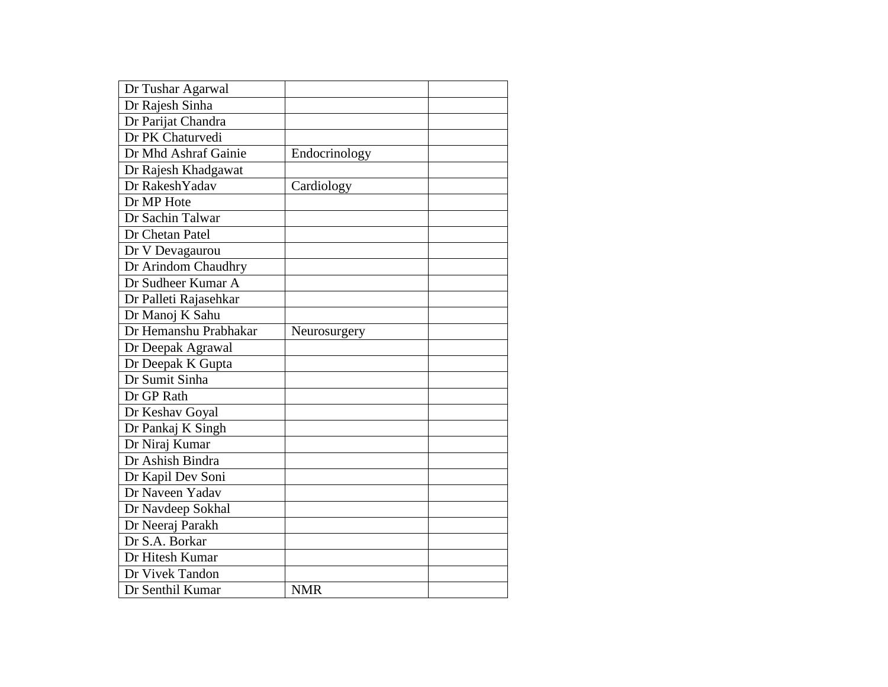| | | |
|---|---|---|
| Dr Tushar Agarwal | | |
| Dr Rajesh Sinha | | |
| Dr Parijat Chandra | | |
| Dr PK Chaturvedi | | |
| Dr Mhd Ashraf Gainie | Endocrinology | |
| Dr Rajesh Khadgawat | | |
| Dr RakeshYadav | Cardiology | |
| Dr MP Hote | | |
| Dr Sachin Talwar | | |
| Dr Chetan Patel | | |
| Dr V Devagaurou | | |
| Dr Arindom Chaudhry | | |
| Dr Sudheer Kumar A | | |
| Dr Palleti Rajasehkar | | |
| Dr Manoj K Sahu | | |
| Dr Hemanshu Prabhakar | Neurosurgery | |
| Dr Deepak Agrawal | | |
| Dr Deepak K Gupta | | |
| Dr Sumit Sinha | | |
| Dr GP Rath | | |
| Dr Keshav Goyal | | |
| Dr Pankaj K Singh | | |
| Dr Niraj Kumar | | |
| Dr Ashish Bindra | | |
| Dr Kapil Dev Soni | | |
| Dr Naveen Yadav | | |
| Dr Navdeep Sokhal | | |
| Dr Neeraj Parakh | | |
| Dr S.A. Borkar | | |
| Dr Hitesh Kumar | | |
| Dr Vivek Tandon | | |
| Dr Senthil Kumar | NMR | |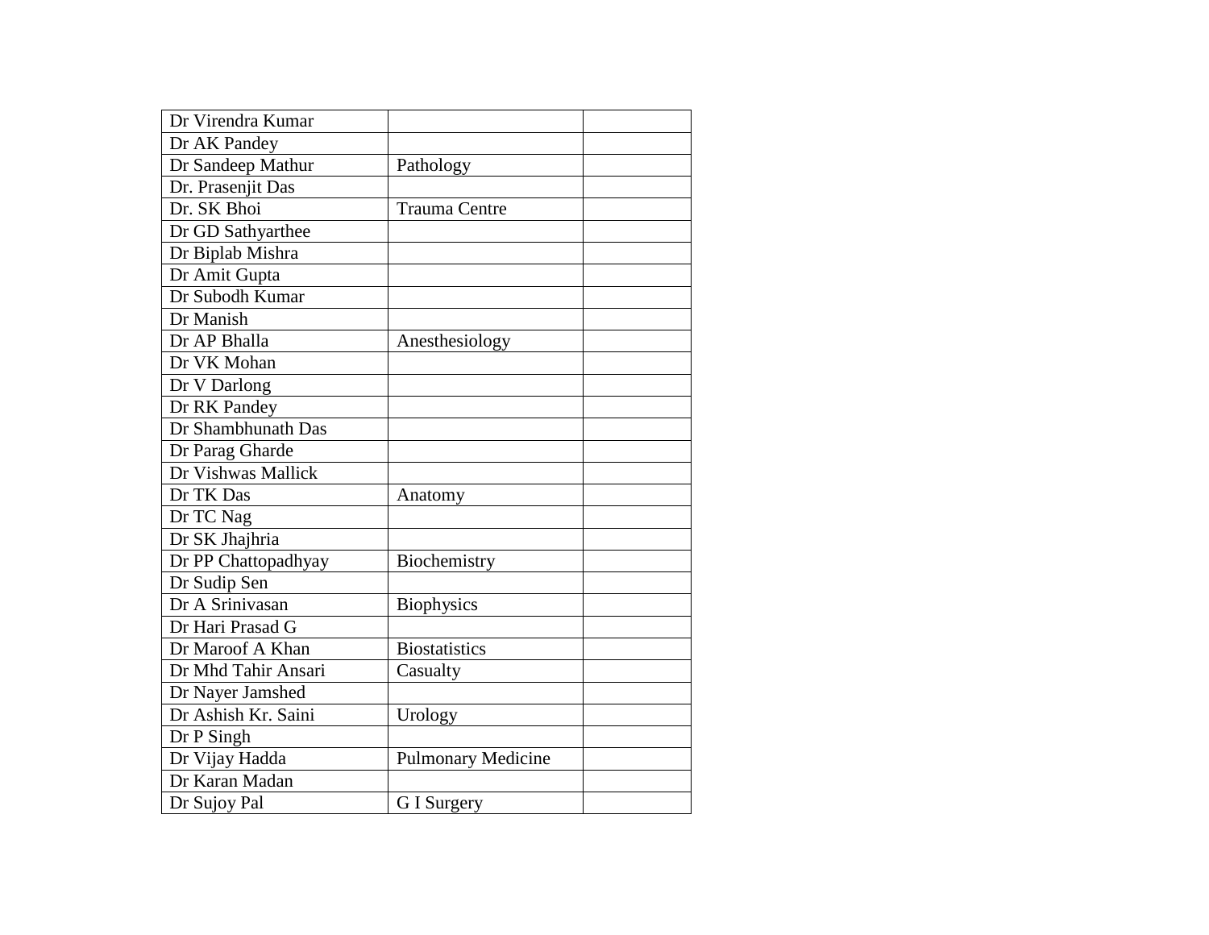| | | |
|---|---|---|
| Dr Virendra Kumar | | |
| Dr AK Pandey | | |
| Dr Sandeep Mathur | Pathology | |
| Dr. Prasenjit Das | | |
| Dr. SK Bhoi | Trauma Centre | |
| Dr GD Sathyarthee | | |
| Dr Biplab Mishra | | |
| Dr Amit Gupta | | |
| Dr Subodh Kumar | | |
| Dr Manish | | |
| Dr AP Bhalla | Anesthesiology | |
| Dr VK Mohan | | |
| Dr V Darlong | | |
| Dr RK Pandey | | |
| Dr Shambhunath Das | | |
| Dr Parag Gharde | | |
| Dr Vishwas Mallick | | |
| Dr TK Das | Anatomy | |
| Dr TC Nag | | |
| Dr SK Jhajhria | | |
| Dr PP Chattopadhyay | Biochemistry | |
| Dr Sudip Sen | | |
| Dr A Srinivasan | Biophysics | |
| Dr Hari Prasad G | | |
| Dr Maroof A Khan | Biostatistics | |
| Dr Mhd Tahir Ansari | Casualty | |
| Dr Nayer Jamshed | | |
| Dr Ashish Kr. Saini | Urology | |
| Dr P Singh | | |
| Dr Vijay Hadda | Pulmonary Medicine | |
| Dr Karan Madan | | |
| Dr Sujoy Pal | G I Surgery | |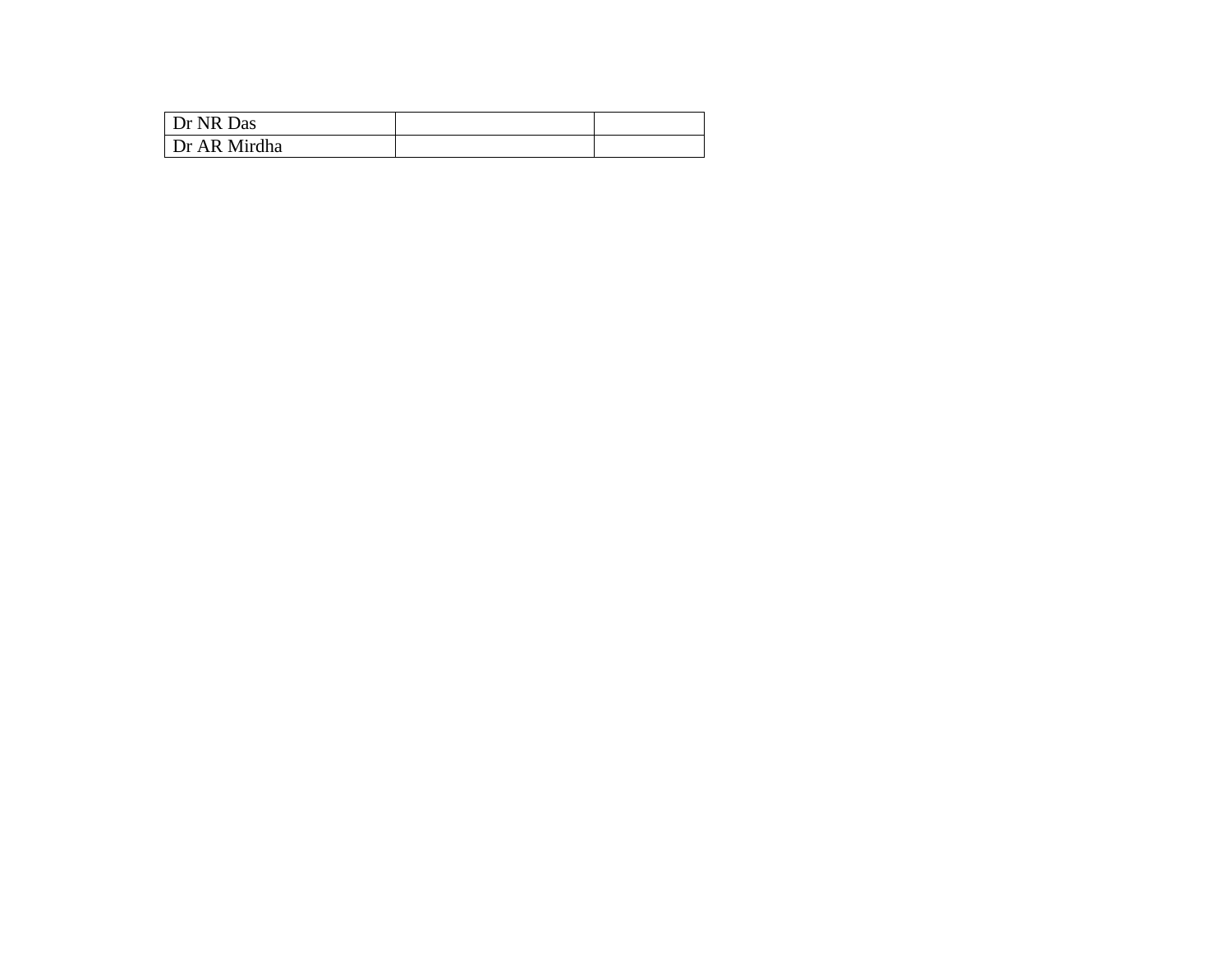| Dr NR Das | | |
|---|---|---|
| Dr AR Mirdha | | |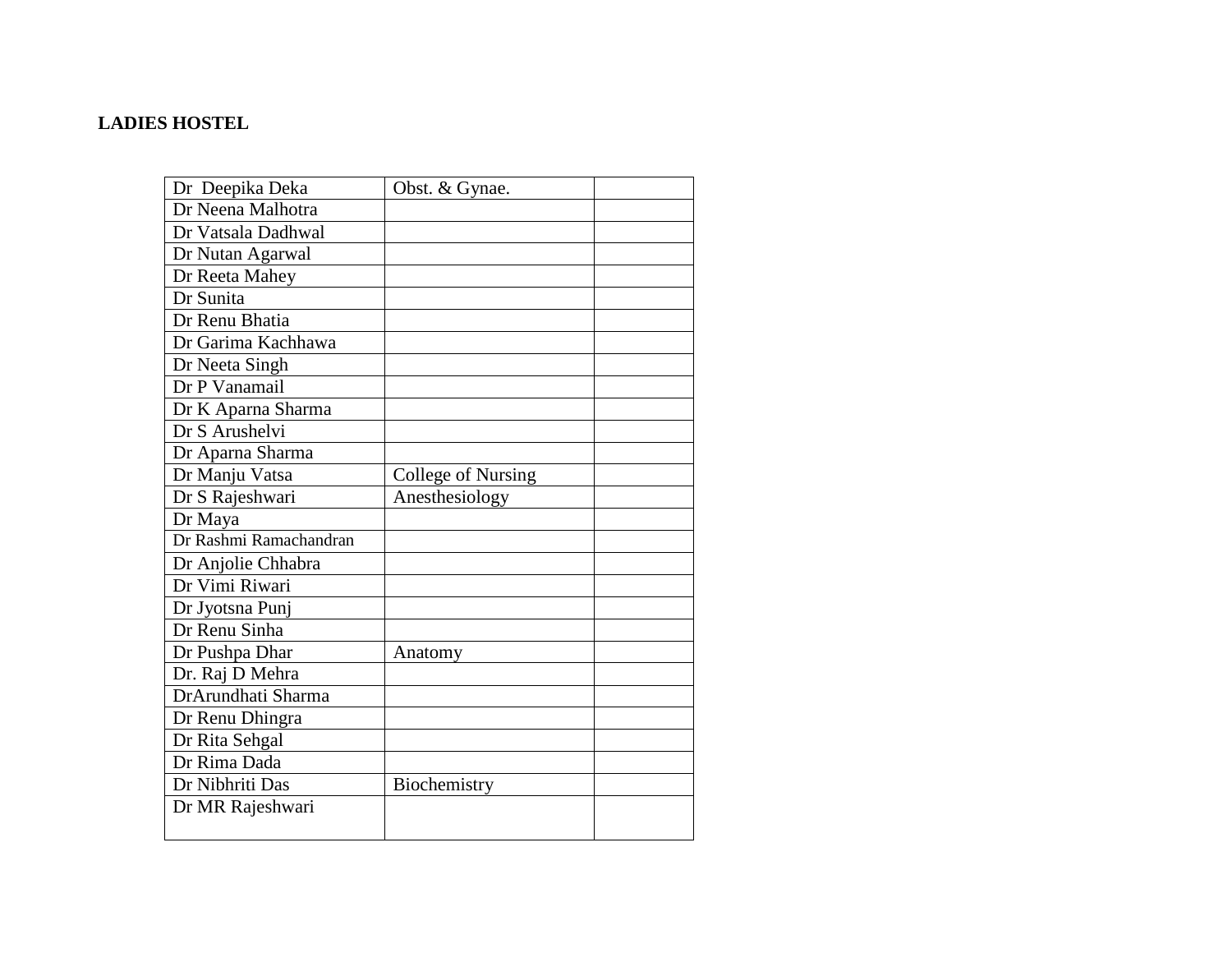**LADIES HOSTEL**

| | | |
|---|---|---|
| Dr  Deepika Deka | Obst. & Gynae. | |
| Dr Neena Malhotra | | |
| Dr Vatsala Dadhwal | | |
| Dr Nutan Agarwal | | |
| Dr Reeta Mahey | | |
| Dr Sunita | | |
| Dr Renu Bhatia | | |
| Dr Garima Kachhawa | | |
| Dr Neeta Singh | | |
| Dr P Vanamail | | |
| Dr K Aparna Sharma | | |
| Dr S Arushelvi | | |
| Dr Aparna Sharma | | |
| Dr Manju Vatsa | College of Nursing | |
| Dr S Rajeshwari | Anesthesiology | |
| Dr Maya | | |
| Dr Rashmi Ramachandran | | |
| Dr Anjolie Chhabra | | |
| Dr Vimi Riwari | | |
| Dr Jyotsna Punj | | |
| Dr Renu Sinha | | |
| Dr Pushpa Dhar | Anatomy | |
| Dr. Raj D Mehra | | |
| DrArundhati Sharma | | |
| Dr Renu Dhingra | | |
| Dr Rita Sehgal | | |
| Dr Rima Dada | | |
| Dr Nibhriti Das | Biochemistry | |
| Dr MR Rajeshwari | | |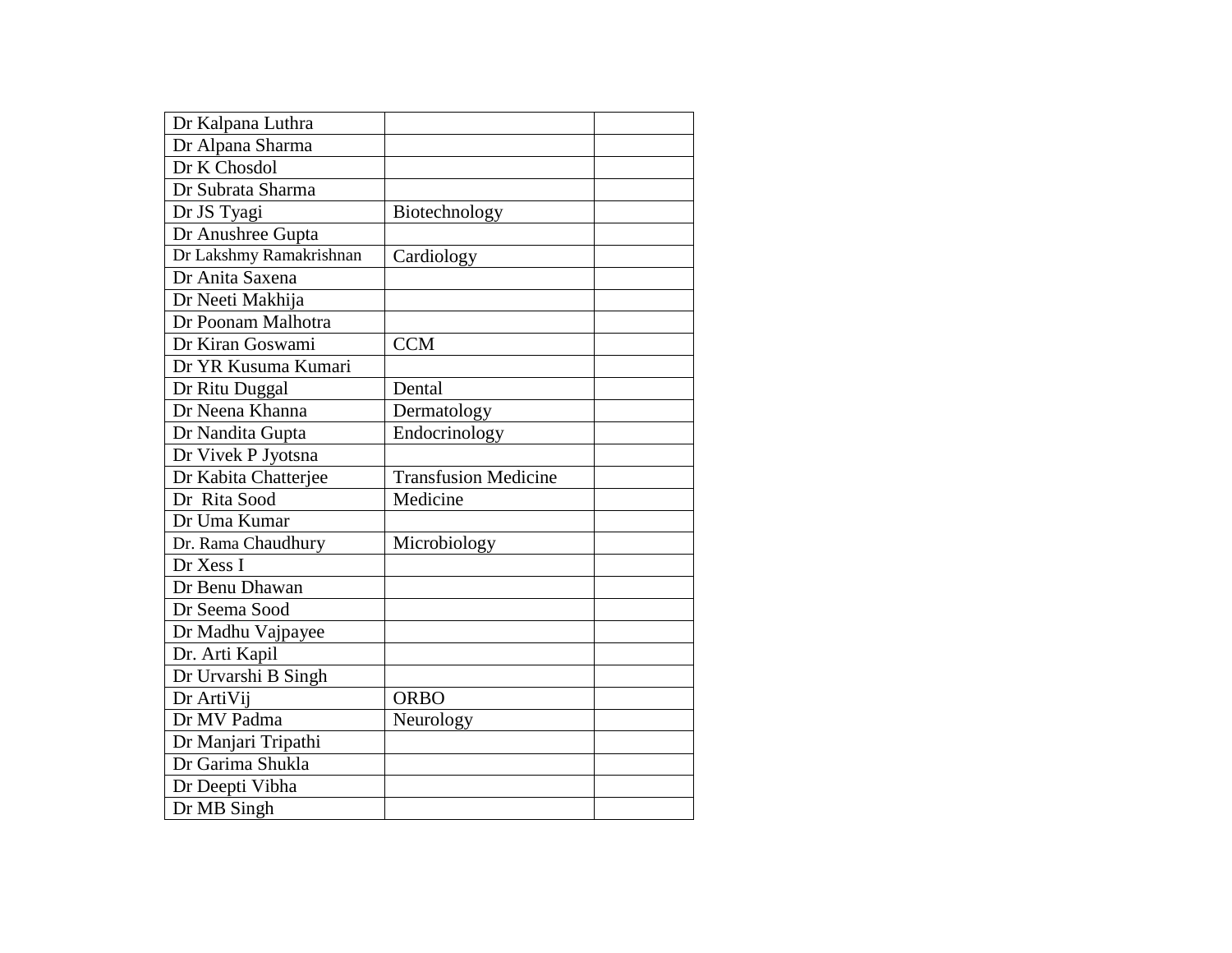| | | |
|---|---|---|
| Dr Kalpana Luthra | | |
| Dr Alpana Sharma | | |
| Dr K Chosdol | | |
| Dr Subrata Sharma | | |
| Dr JS Tyagi | Biotechnology | |
| Dr Anushree Gupta | | |
| Dr Lakshmy Ramakrishnan | Cardiology | |
| Dr Anita Saxena | | |
| Dr Neeti Makhija | | |
| Dr Poonam Malhotra | | |
| Dr Kiran Goswami | CCM | |
| Dr YR Kusuma Kumari | | |
| Dr Ritu Duggal | Dental | |
| Dr Neena Khanna | Dermatology | |
| Dr Nandita Gupta | Endocrinology | |
| Dr Vivek P Jyotsna | | |
| Dr Kabita Chatterjee | Transfusion Medicine | |
| Dr Rita Sood | Medicine | |
| Dr Uma Kumar | | |
| Dr. Rama Chaudhury | Microbiology | |
| Dr Xess I | | |
| Dr Benu Dhawan | | |
| Dr Seema Sood | | |
| Dr Madhu Vajpayee | | |
| Dr. Arti Kapil | | |
| Dr Urvarshi B Singh | | |
| Dr ArtiVij | ORBO | |
| Dr MV Padma | Neurology | |
| Dr Manjari Tripathi | | |
| Dr Garima Shukla | | |
| Dr Deepti Vibha | | |
| Dr MB Singh | | |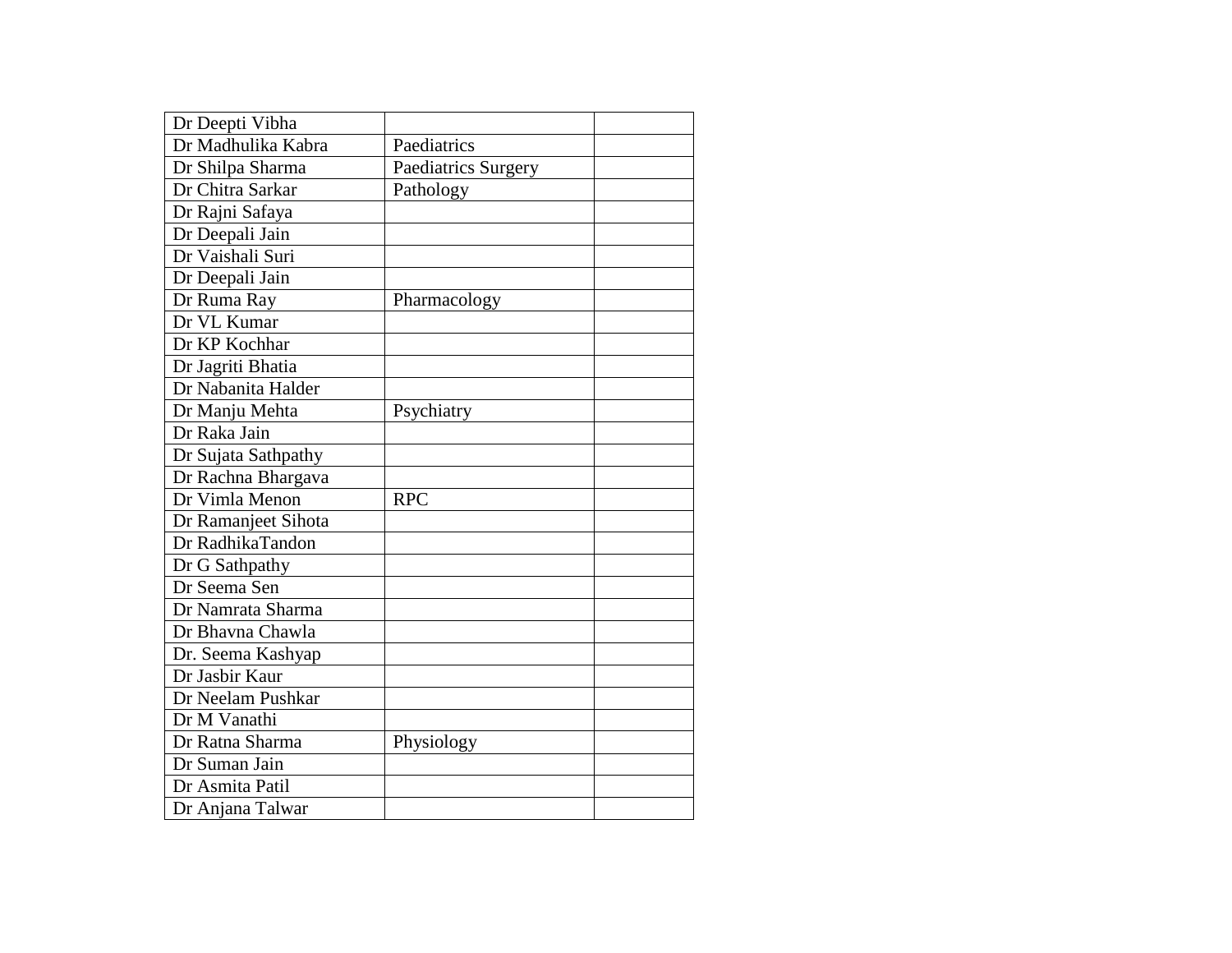| | | |
|---|---|---|
| Dr Deepti Vibha | | |
| Dr Madhulika Kabra | Paediatrics | |
| Dr Shilpa Sharma | Paediatrics Surgery | |
| Dr Chitra Sarkar | Pathology | |
| Dr Rajni Safaya | | |
| Dr Deepali Jain | | |
| Dr Vaishali Suri | | |
| Dr Deepali Jain | | |
| Dr Ruma Ray | Pharmacology | |
| Dr VL Kumar | | |
| Dr KP Kochhar | | |
| Dr Jagriti Bhatia | | |
| Dr Nabanita Halder | | |
| Dr Manju Mehta | Psychiatry | |
| Dr Raka Jain | | |
| Dr Sujata Sathpathy | | |
| Dr Rachna Bhargava | | |
| Dr Vimla Menon | RPC | |
| Dr Ramanjeet Sihota | | |
| Dr RadhikaTandon | | |
| Dr G Sathpathy | | |
| Dr Seema Sen | | |
| Dr Namrata Sharma | | |
| Dr Bhavna Chawla | | |
| Dr. Seema Kashyap | | |
| Dr Jasbir Kaur | | |
| Dr Neelam Pushkar | | |
| Dr M Vanathi | | |
| Dr Ratna Sharma | Physiology | |
| Dr Suman Jain | | |
| Dr Asmita Patil | | |
| Dr Anjana Talwar | | |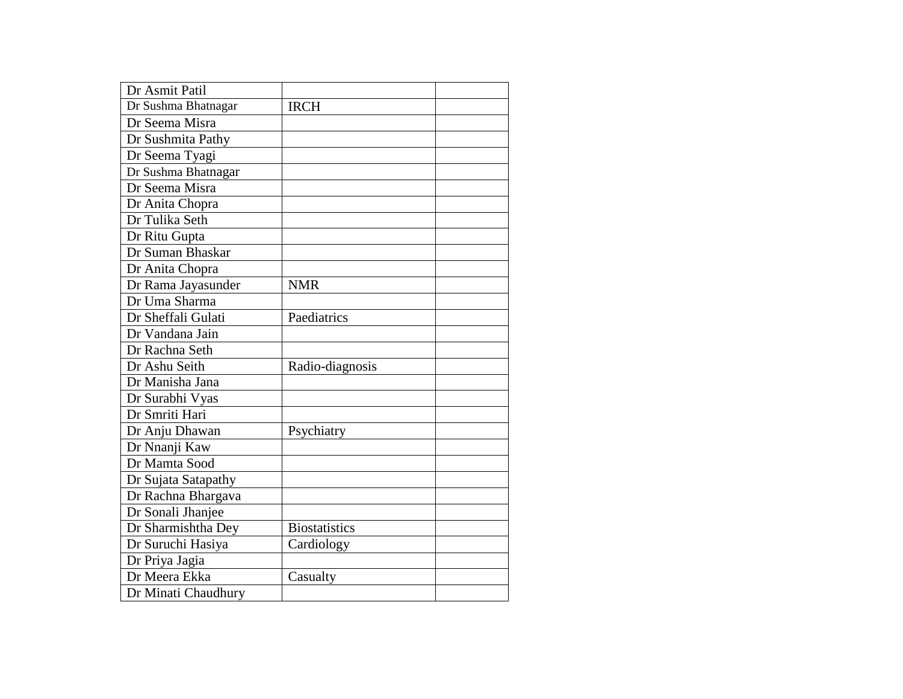| Dr Asmit Patil | | |
|---|---|---|
| Dr Sushma Bhatnagar | IRCH | |
| Dr Seema Misra | | |
| Dr Sushmita Pathy | | |
| Dr Seema Tyagi | | |
| Dr Sushma Bhatnagar | | |
| Dr Seema Misra | | |
| Dr Anita Chopra | | |
| Dr Tulika Seth | | |
| Dr Ritu Gupta | | |
| Dr Suman Bhaskar | | |
| Dr Anita Chopra | | |
| Dr Rama Jayasunder | NMR | |
| Dr Uma Sharma | | |
| Dr Sheffali Gulati | Paediatrics | |
| Dr Vandana Jain | | |
| Dr Rachna Seth | | |
| Dr Ashu Seith | Radio-diagnosis | |
| Dr Manisha Jana | | |
| Dr Surabhi Vyas | | |
| Dr Smriti Hari | | |
| Dr Anju Dhawan | Psychiatry | |
| Dr Nnanji Kaw | | |
| Dr Mamta Sood | | |
| Dr Sujata Satapathy | | |
| Dr Rachna Bhargava | | |
| Dr Sonali Jhanjee | | |
| Dr Sharmishtha Dey | Biostatistics | |
| Dr Suruchi Hasiya | Cardiology | |
| Dr Priya Jagia | | |
| Dr Meera Ekka | Casualty | |
| Dr Minati Chaudhury | | |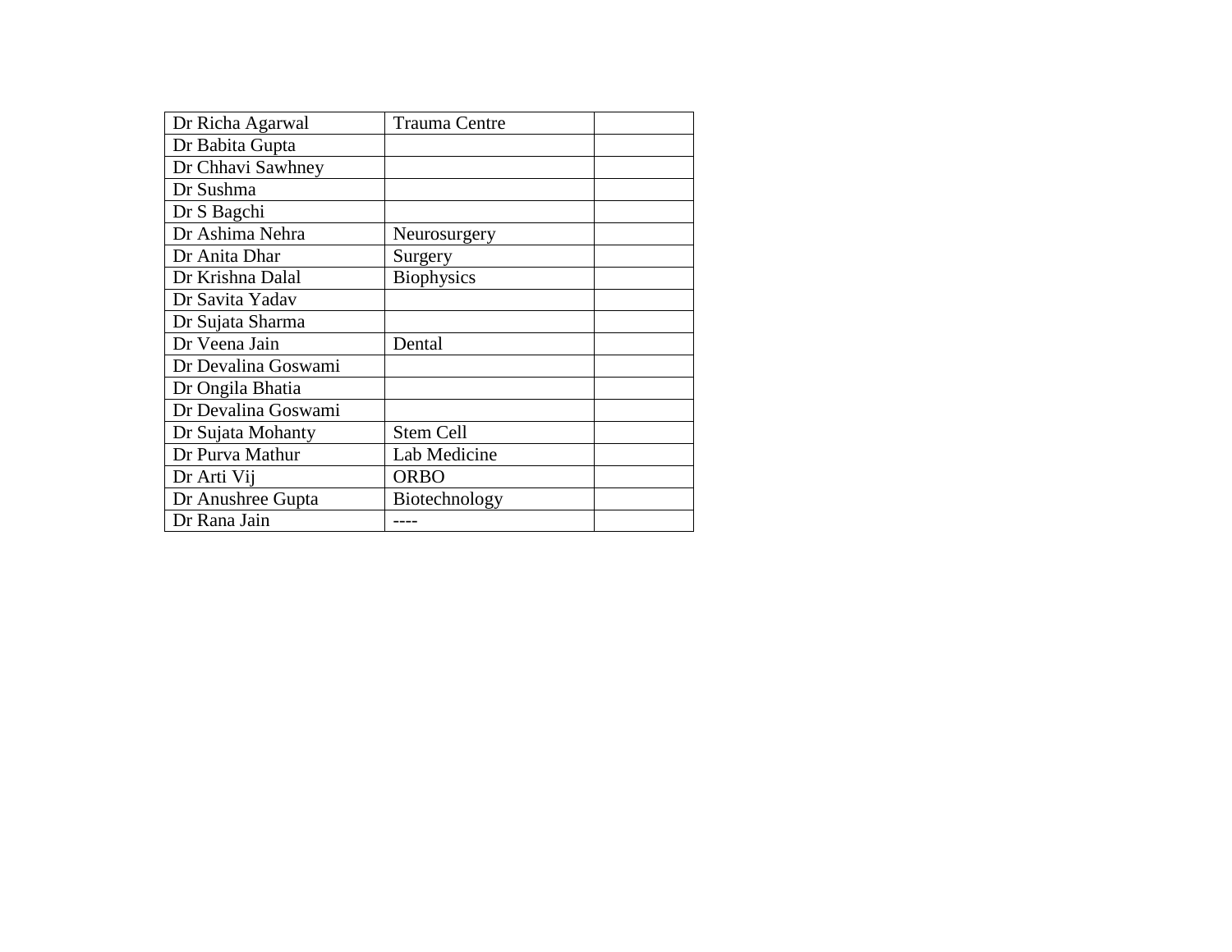| | | |
|---|---|---|
| Dr Richa Agarwal | Trauma Centre | |
| Dr Babita Gupta | | |
| Dr Chhavi Sawhney | | |
| Dr Sushma | | |
| Dr S Bagchi | | |
| Dr Ashima Nehra | Neurosurgery | |
| Dr Anita Dhar | Surgery | |
| Dr Krishna Dalal | Biophysics | |
| Dr Savita Yadav | | |
| Dr Sujata Sharma | | |
| Dr Veena Jain | Dental | |
| Dr Devalina Goswami | | |
| Dr Ongila Bhatia | | |
| Dr Devalina Goswami | | |
| Dr Sujata Mohanty | Stem Cell | |
| Dr Purva Mathur | Lab Medicine | |
| Dr Arti Vij | ORBO | |
| Dr Anushree Gupta | Biotechnology | |
| Dr Rana Jain | ---- | |